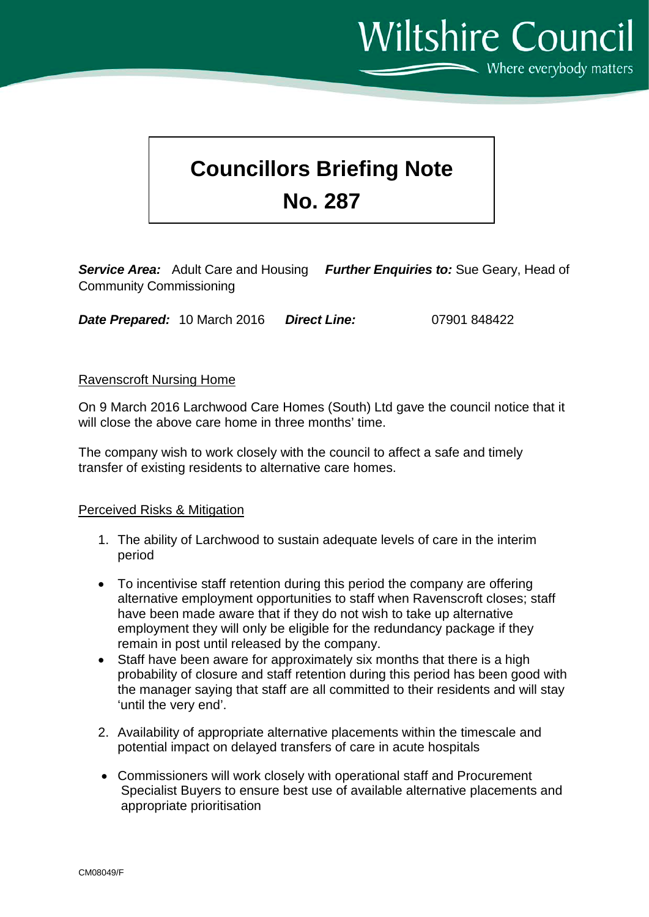# Councillors Briefing Note

# No. 287

***Service Area:*** Adult Care and Housing ***Further Enquiries to:*** Sue Geary, Head of Community Commissioning

***Date Prepared:*** 10 March 2016 ***Direct Line:*** 07901 848422

<u>Ravenscroft Nursing Home</u>

On 9 March 2016 Larchwood Care Homes (South) Ltd gave the council notice that it will close the above care home in three months' time.

The company wish to work closely with the council to affect a safe and timely transfer of existing residents to alternative care homes.

<u>Perceived Risks & Mitigation</u>

1. The ability of Larchwood to sustain adequate levels of care in the interim period

- To incentivise staff retention during this period the company are offering alternative employment opportunities to staff when Ravenscroft closes; staff have been made aware that if they do not wish to take up alternative employment they will only be eligible for the redundancy package if they remain in post until released by the company.
- Staff have been aware for approximately six months that there is a high probability of closure and staff retention during this period has been good with the manager saying that staff are all committed to their residents and will stay 'until the very end'.

2. Availability of appropriate alternative placements within the timescale and potential impact on delayed transfers of care in acute hospitals

- Commissioners will work closely with operational staff and Procurement Specialist Buyers to ensure best use of available alternative placements and appropriate prioritisation

CM08049/F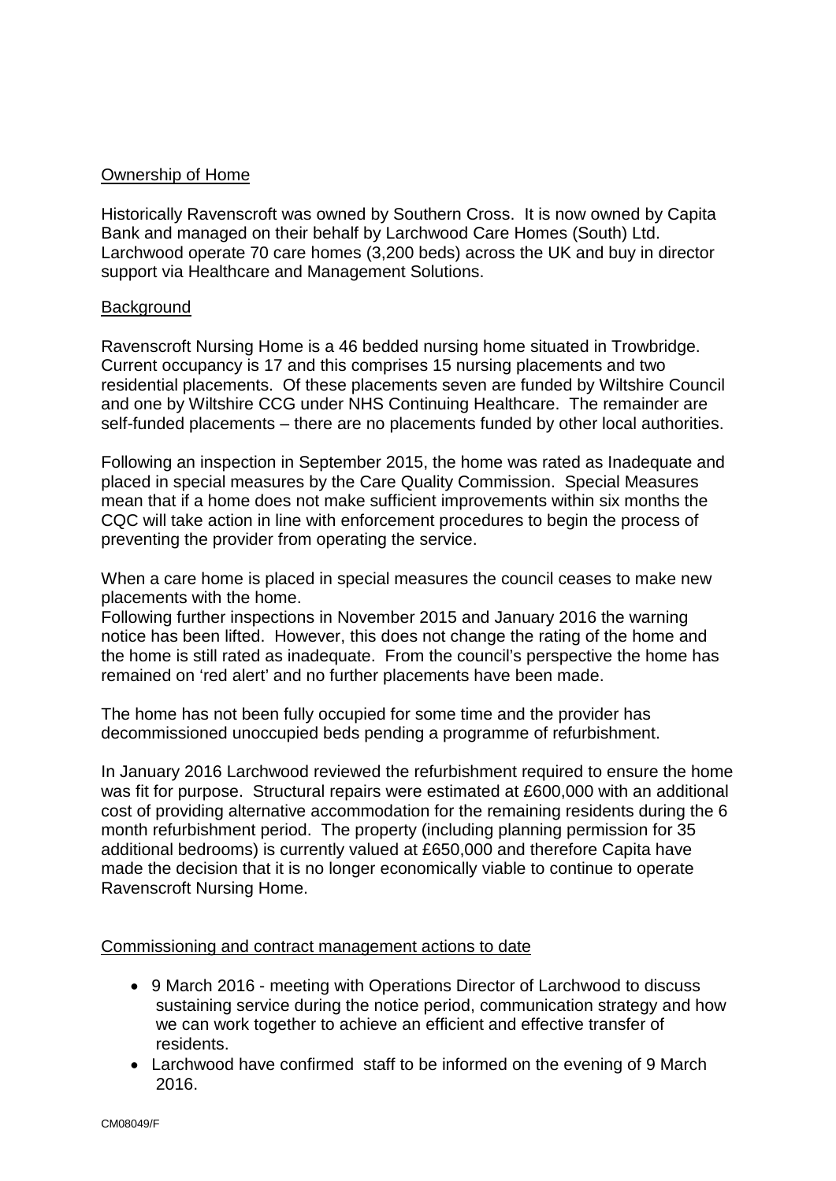Ownership of Home

Historically Ravenscroft was owned by Southern Cross. It is now owned by Capita Bank and managed on their behalf by Larchwood Care Homes (South) Ltd. Larchwood operate 70 care homes (3,200 beds) across the UK and buy in director support via Healthcare and Management Solutions.

Background

Ravenscroft Nursing Home is a 46 bedded nursing home situated in Trowbridge. Current occupancy is 17 and this comprises 15 nursing placements and two residential placements. Of these placements seven are funded by Wiltshire Council and one by Wiltshire CCG under NHS Continuing Healthcare. The remainder are self-funded placements – there are no placements funded by other local authorities.

Following an inspection in September 2015, the home was rated as Inadequate and placed in special measures by the Care Quality Commission. Special Measures mean that if a home does not make sufficient improvements within six months the CQC will take action in line with enforcement procedures to begin the process of preventing the provider from operating the service.

When a care home is placed in special measures the council ceases to make new placements with the home.
Following further inspections in November 2015 and January 2016 the warning notice has been lifted. However, this does not change the rating of the home and the home is still rated as inadequate. From the council's perspective the home has remained on 'red alert' and no further placements have been made.

The home has not been fully occupied for some time and the provider has decommissioned unoccupied beds pending a programme of refurbishment.

In January 2016 Larchwood reviewed the refurbishment required to ensure the home was fit for purpose. Structural repairs were estimated at £600,000 with an additional cost of providing alternative accommodation for the remaining residents during the 6 month refurbishment period. The property (including planning permission for 35 additional bedrooms) is currently valued at £650,000 and therefore Capita have made the decision that it is no longer economically viable to continue to operate Ravenscroft Nursing Home.

Commissioning and contract management actions to date

- 9 March 2016 - meeting with Operations Director of Larchwood to discuss sustaining service during the notice period, communication strategy and how we can work together to achieve an efficient and effective transfer of residents.
- Larchwood have confirmed staff to be informed on the evening of 9 March 2016.

CM08049/F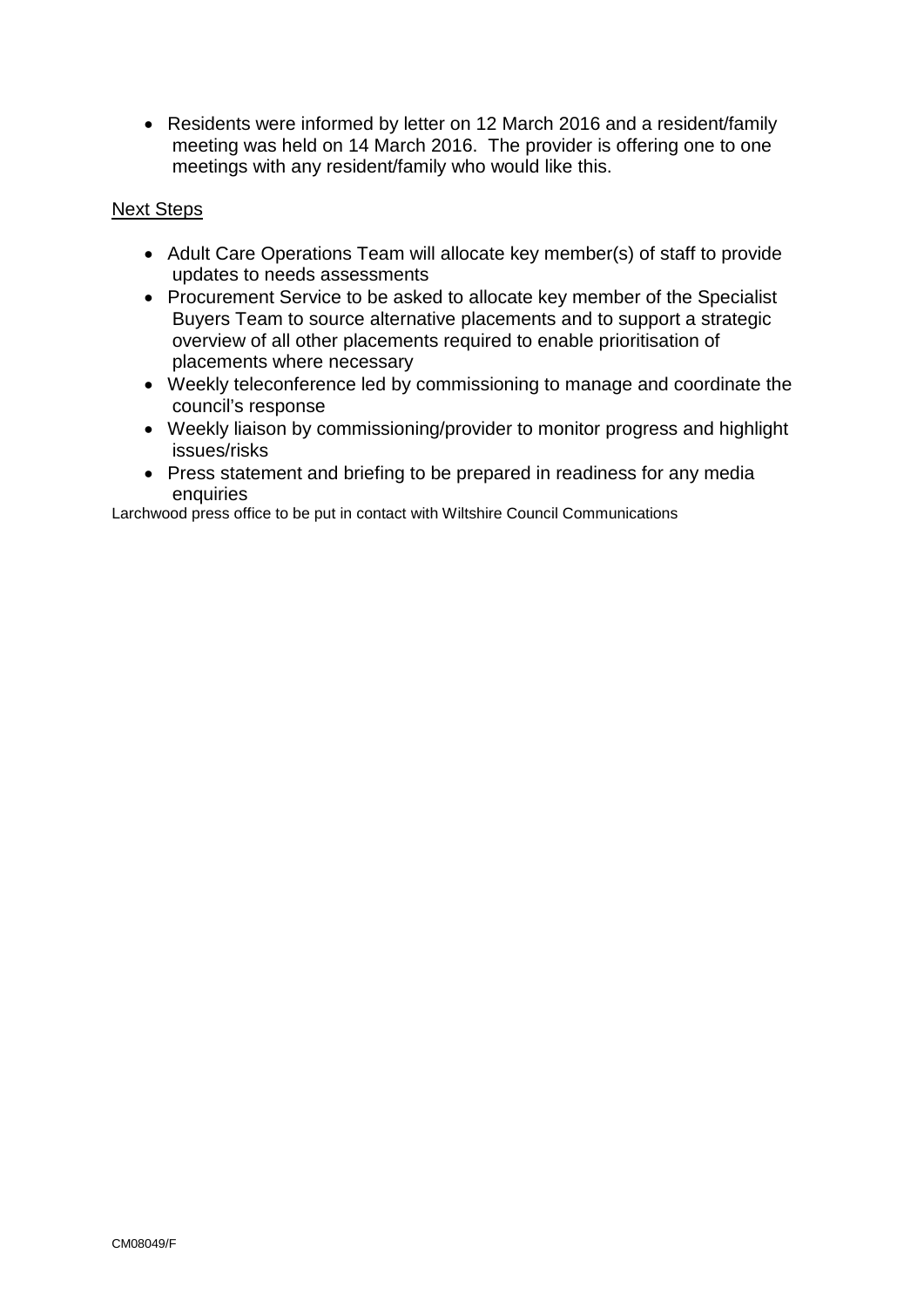- Residents were informed by letter on 12 March 2016 and a resident/family meeting was held on 14 March 2016. The provider is offering one to one meetings with any resident/family who would like this.

<u>Next Steps</u>

- Adult Care Operations Team will allocate key member(s) of staff to provide updates to needs assessments
- Procurement Service to be asked to allocate key member of the Specialist Buyers Team to source alternative placements and to support a strategic overview of all other placements required to enable prioritisation of placements where necessary
- Weekly teleconference led by commissioning to manage and coordinate the council's response
- Weekly liaison by commissioning/provider to monitor progress and highlight issues/risks
- Press statement and briefing to be prepared in readiness for any media enquiries

Larchwood press office to be put in contact with Wiltshire Council Communications

CM08049/F